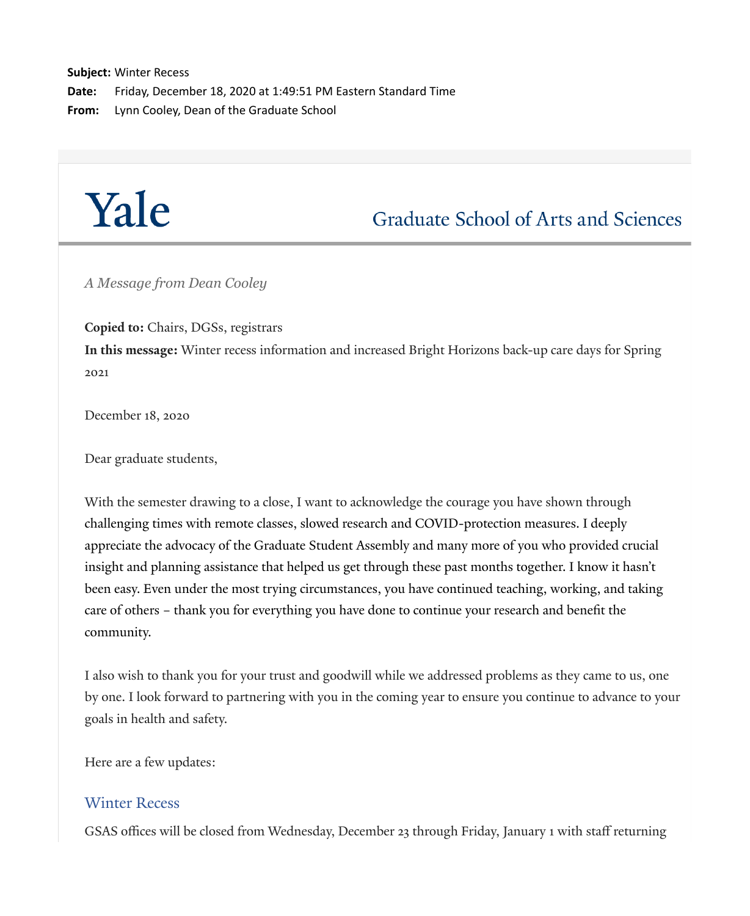**Subject:** Winter Recess
**Date:** Friday, December 18, 2020 at 1:49:51 PM Eastern Standard Time
**From:** Lynn Cooley, Dean of the Graduate School

# Yale

## Graduate School of Arts and Sciences

*A Message from Dean Cooley*

**Copied to:** Chairs, DGSs, registrars
**In this message:** Winter recess information and increased Bright Horizons back-up care days for Spring 2021

December 18, 2020

Dear graduate students,

With the semester drawing to a close, I want to acknowledge the courage you have shown through challenging times with remote classes, slowed research and COVID-protection measures. I deeply appreciate the advocacy of the Graduate Student Assembly and many more of you who provided crucial insight and planning assistance that helped us get through these past months together. I know it hasn't been easy. Even under the most trying circumstances, you have continued teaching, working, and taking care of others – thank you for everything you have done to continue your research and benefit the community.

I also wish to thank you for your trust and goodwill while we addressed problems as they came to us, one by one. I look forward to partnering with you in the coming year to ensure you continue to advance to your goals in health and safety.

Here are a few updates:

### Winter Recess

GSAS offices will be closed from Wednesday, December 23 through Friday, January 1 with staff returning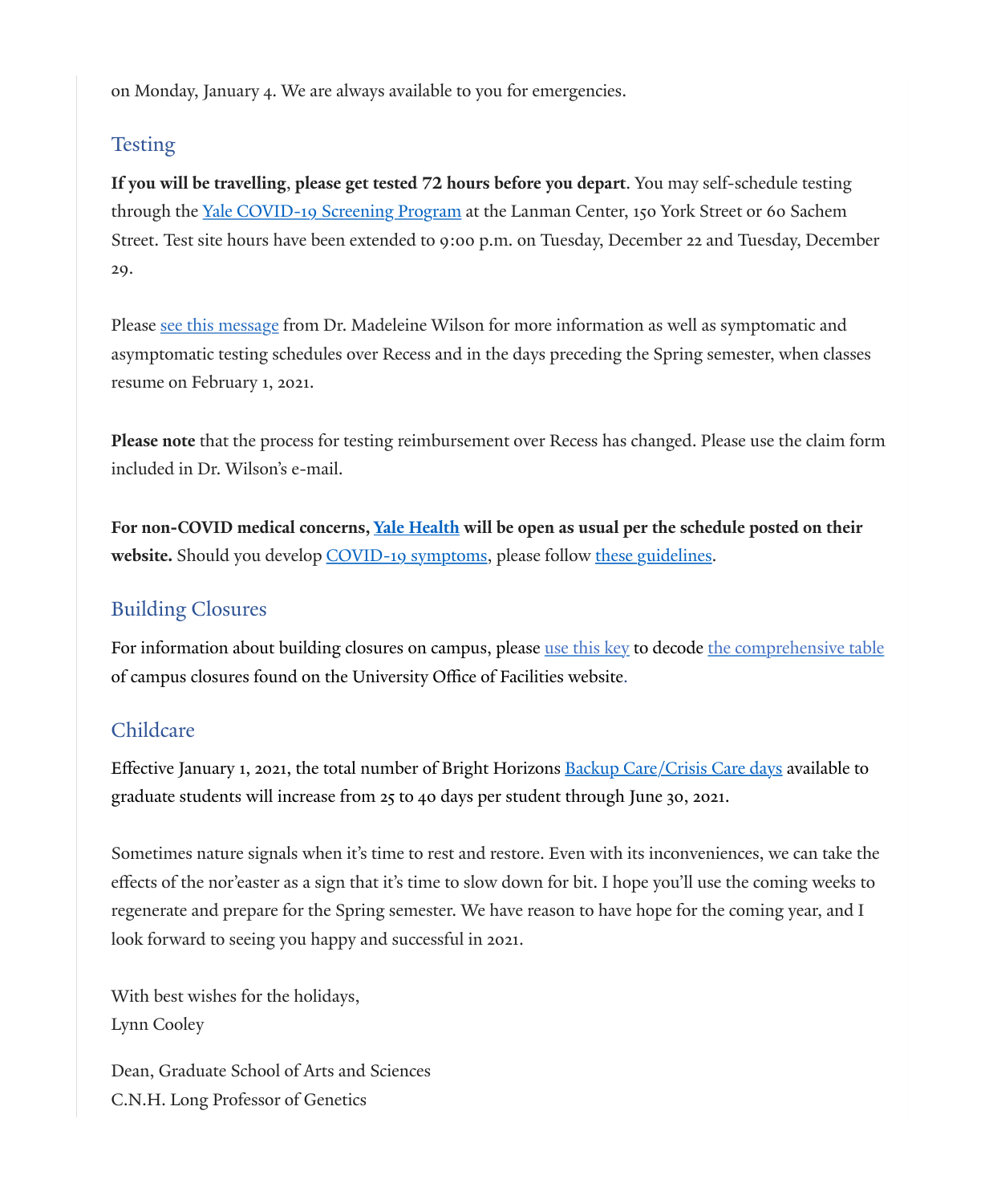on Monday, January 4. We are always available to you for emergencies.

## Testing

**If you will be travelling**, **please get tested 72 hours before you depart**. You may self-schedule testing through the Yale COVID-19 Screening Program at the Lanman Center, 150 York Street or 60 Sachem Street. Test site hours have been extended to 9:00 p.m. on Tuesday, December 22 and Tuesday, December 29.

Please see this message from Dr. Madeleine Wilson for more information as well as symptomatic and asymptomatic testing schedules over Recess and in the days preceding the Spring semester, when classes resume on February 1, 2021.

**Please note** that the process for testing reimbursement over Recess has changed. Please use the claim form included in Dr. Wilson's e-mail.

**For non-COVID medical concerns, Yale Health will be open as usual per the schedule posted on their website.** Should you develop COVID-19 symptoms, please follow these guidelines.

## Building Closures

For information about building closures on campus, please use this key to decode the comprehensive table of campus closures found on the University Office of Facilities website.

## Childcare

Effective January 1, 2021, the total number of Bright Horizons Backup Care/Crisis Care days available to graduate students will increase from 25 to 40 days per student through June 30, 2021.

Sometimes nature signals when it's time to rest and restore. Even with its inconveniences, we can take the effects of the nor'easter as a sign that it's time to slow down for bit. I hope you'll use the coming weeks to regenerate and prepare for the Spring semester. We have reason to have hope for the coming year, and I look forward to seeing you happy and successful in 2021.

With best wishes for the holidays,
Lynn Cooley

Dean, Graduate School of Arts and Sciences
C.N.H. Long Professor of Genetics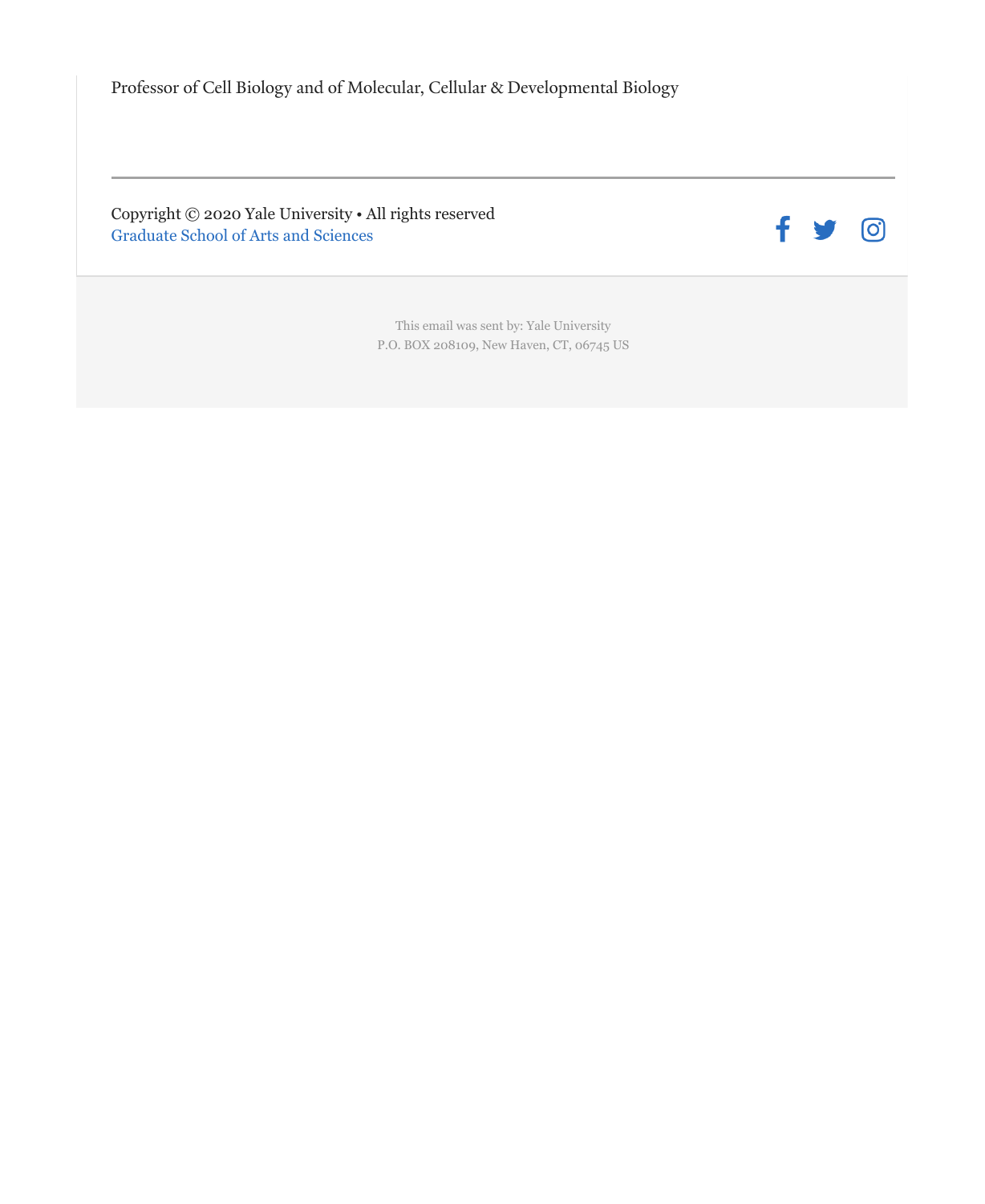Professor of Cell Biology and of Molecular, Cellular & Developmental Biology

---

Copyright © 2020 Yale University • All rights reserved
Graduate School of Arts and Sciences

This email was sent by: Yale University
P.O. BOX 208109, New Haven, CT, 06745 US